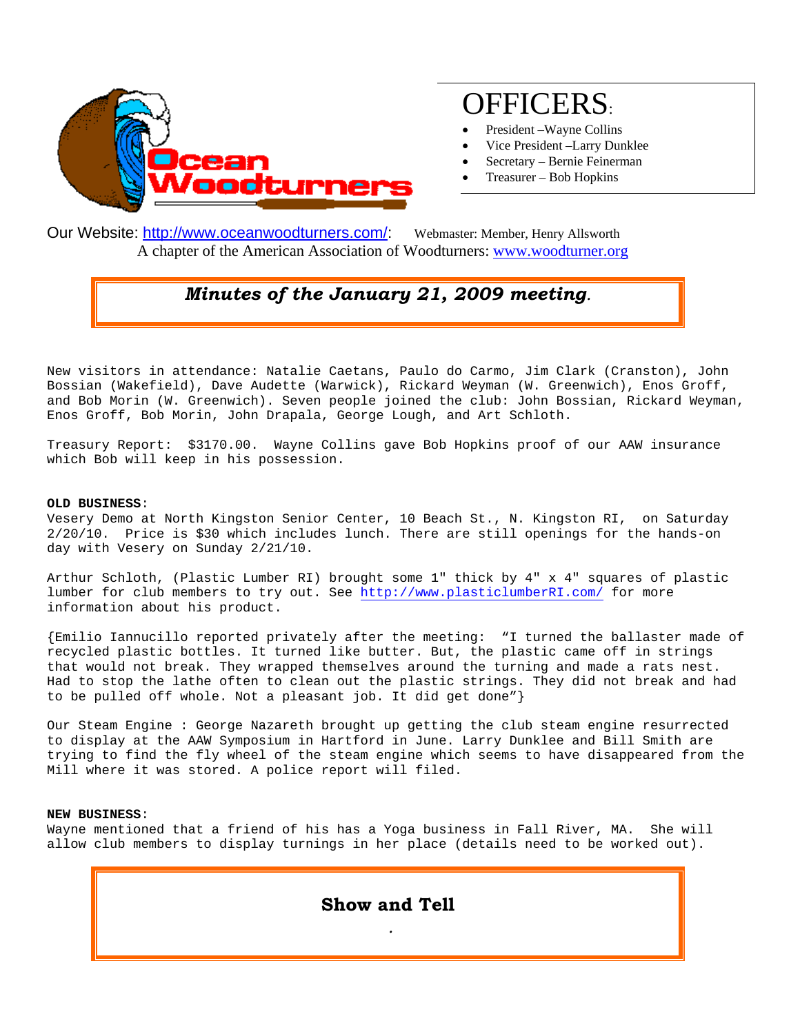Ocean Woodturners

# OFFICERS:

- President –Wayne Collins
- Vice President –Larry Dunklee
- Secretary – Bernie Feinerman
- Treasurer – Bob Hopkins

Our Website: http://www.oceanwoodturners.com/: Webmaster: Member, Henry Allsworth
A chapter of the American Association of Woodturners: www.woodturner.org

## *Minutes of the January 21, 2009 meeting.*

New visitors in attendance: Natalie Caetans, Paulo do Carmo, Jim Clark (Cranston), John Bossian (Wakefield), Dave Audette (Warwick), Rickard Weyman (W. Greenwich), Enos Groff, and Bob Morin (W. Greenwich). Seven people joined the club: John Bossian, Rickard Weyman, Enos Groff, Bob Morin, John Drapala, George Lough, and Art Schloth.

Treasury Report: $3170.00. Wayne Collins gave Bob Hopkins proof of our AAW insurance which Bob will keep in his possession.

**OLD BUSINESS**:
Vesery Demo at North Kingston Senior Center, 10 Beach St., N. Kingston RI, on Saturday 2/20/10. Price is $30 which includes lunch. There are still openings for the hands-on day with Vesery on Sunday 2/21/10.

Arthur Schloth, (Plastic Lumber RI) brought some 1" thick by 4" x 4" squares of plastic lumber for club members to try out. See http://www.plasticlumberRI.com/ for more information about his product.

{Emilio Iannucillo reported privately after the meeting: “I turned the ballaster made of recycled plastic bottles. It turned like butter. But, the plastic came off in strings that would not break. They wrapped themselves around the turning and made a rats nest. Had to stop the lathe often to clean out the plastic strings. They did not break and had to be pulled off whole. Not a pleasant job. It did get done”}

Our Steam Engine : George Nazareth brought up getting the club steam engine resurrected to display at the AAW Symposium in Hartford in June. Larry Dunklee and Bill Smith are trying to find the fly wheel of the steam engine which seems to have disappeared from the Mill where it was stored. A police report will filed.

**NEW BUSINESS**:
Wayne mentioned that a friend of his has a Yoga business in Fall River, MA. She will allow club members to display turnings in her place (details need to be worked out).

## Show and Tell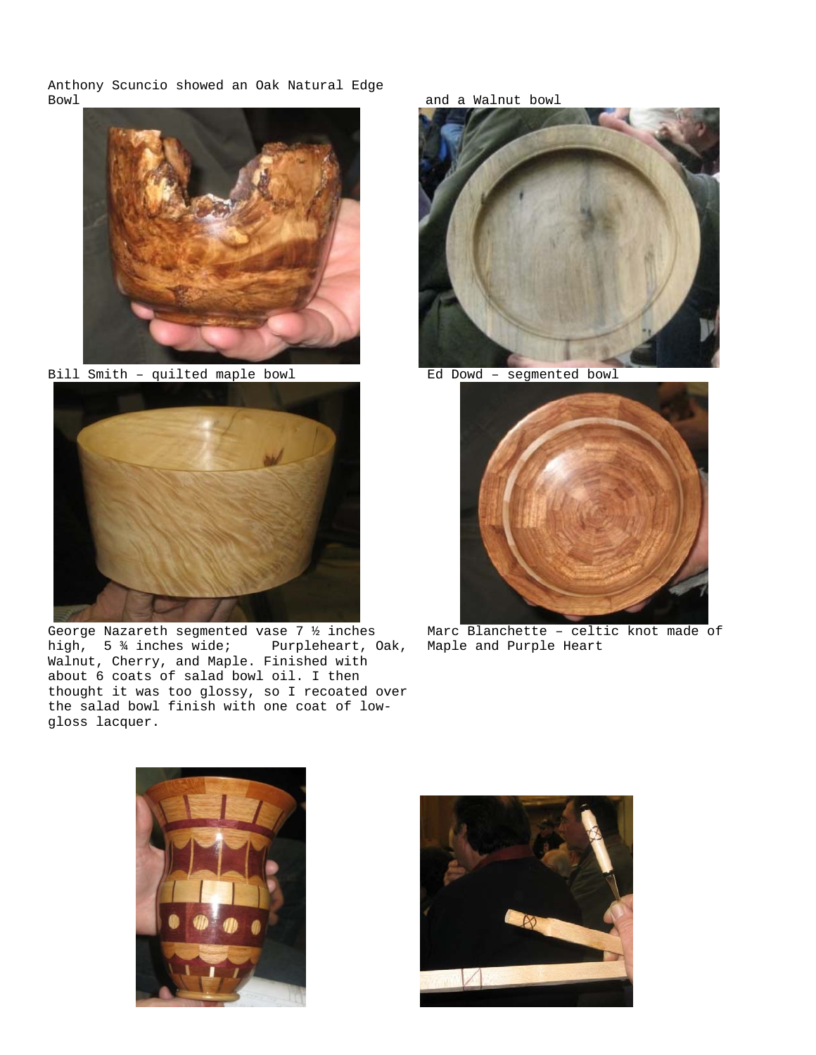Anthony Scuncio showed an Oak Natural Edge Bowl

and a Walnut bowl

Bill Smith – quilted maple bowl

Ed Dowd – segmented bowl

George Nazareth segmented vase 7 ½ inches high, 5 ¾ inches wide; Purpleheart, Oak, Walnut, Cherry, and Maple. Finished with about 6 coats of salad bowl oil. I then thought it was too glossy, so I recoated over the salad bowl finish with one coat of low-gloss lacquer.

Marc Blanchette – celtic knot made of Maple and Purple Heart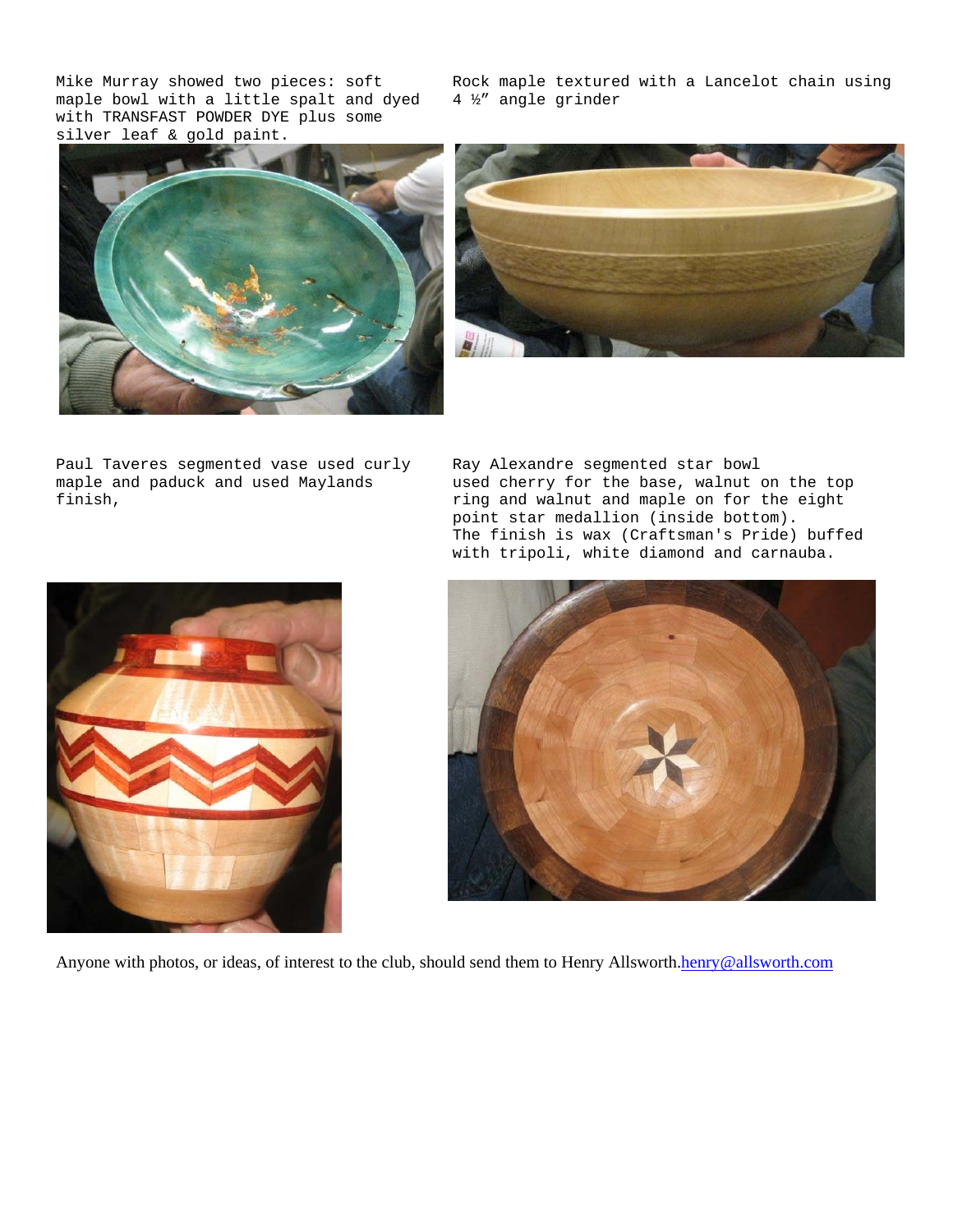Mike Murray showed two pieces: soft maple bowl with a little spalt and dyed with TRANSFAST POWDER DYE plus some silver leaf & gold paint.

Rock maple textured with a Lancelot chain using 4 ½" angle grinder

Paul Taveres segmented vase used curly maple and paduck and used Maylands finish,

Ray Alexandre segmented star bowl used cherry for the base, walnut on the top ring and walnut and maple on for the eight point star medallion (inside bottom). The finish is wax (Craftsman's Pride) buffed with tripoli, white diamond and carnauba.

Anyone with photos, or ideas, of interest to the club, should send them to Henry Allsworth.henry@allsworth.com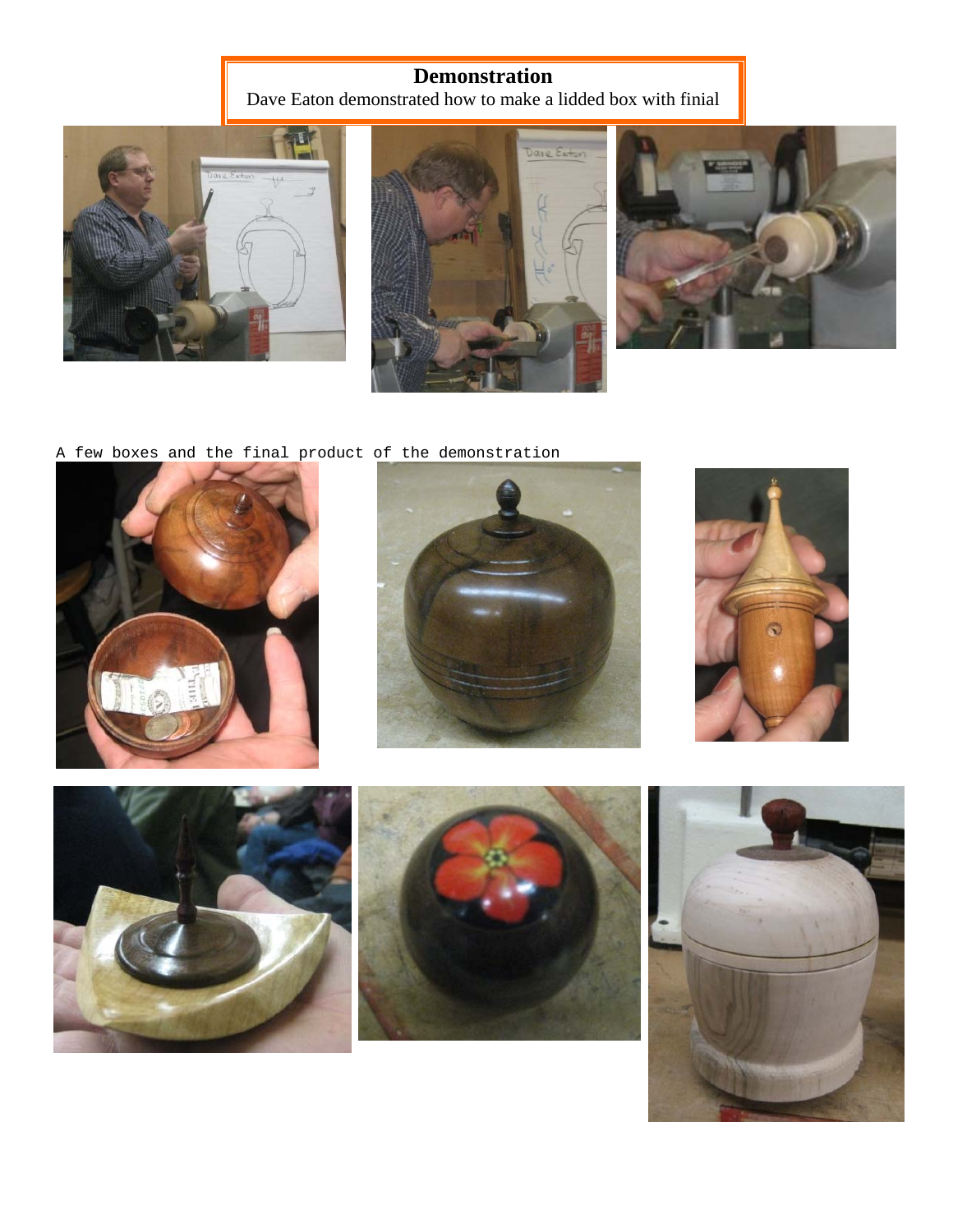**Demonstration**

Dave Eaton demonstrated how to make a lidded box with finial

A few boxes and the final product of the demonstration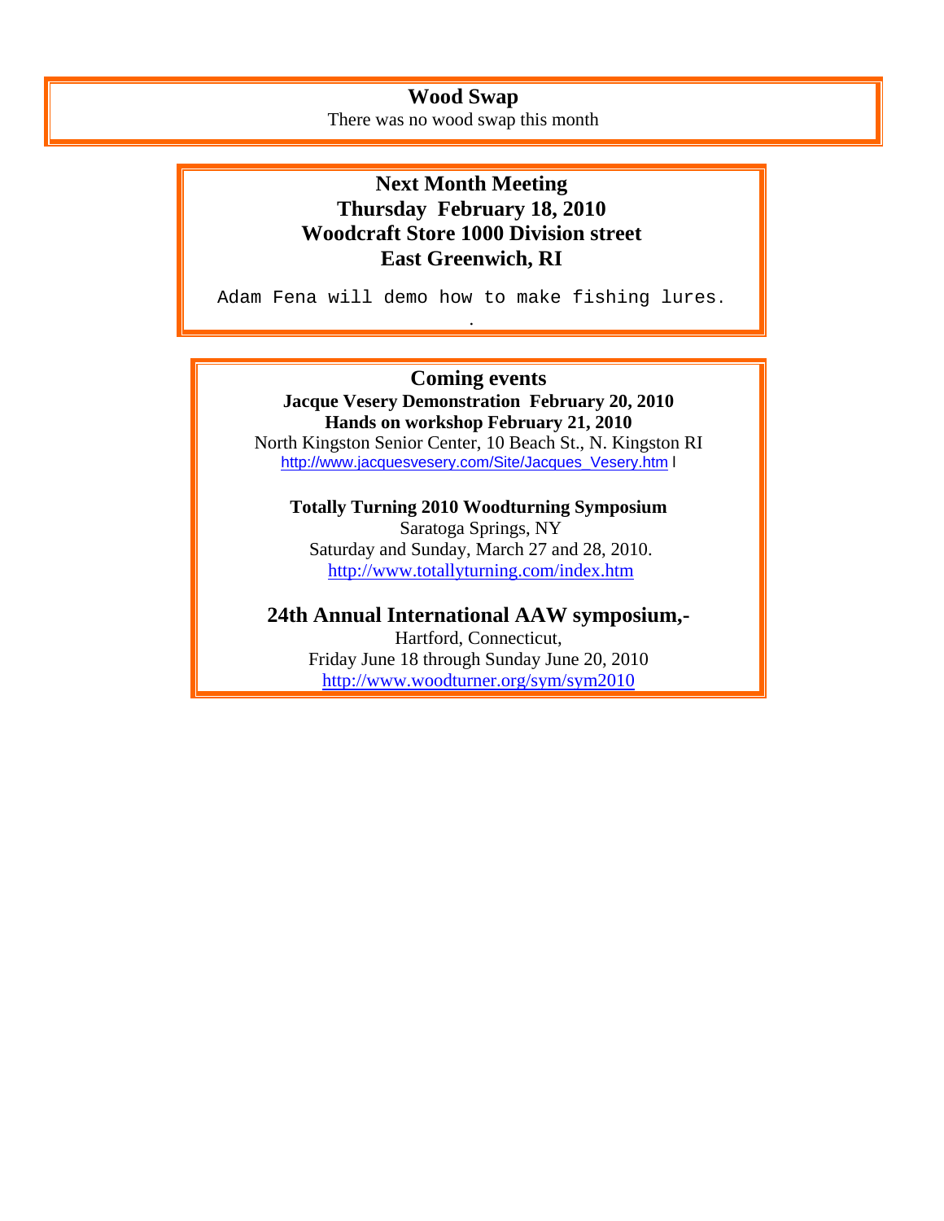## Wood Swap

There was no wood swap this month

## Next Month Meeting
## Thursday February 18, 2010
## Woodcraft Store 1000 Division street
## East Greenwich, RI

Adam Fena will demo how to make fishing lures.

.

## Coming events

**Jacque Vesery Demonstration February 20, 2010**

**Hands on workshop February 21, 2010**

North Kingston Senior Center, 10 Beach St., N. Kingston RI

http://www.jacquesvesery.com/Site/Jacques_Vesery.htm l

**Totally Turning 2010 Woodturning Symposium**

Saratoga Springs, NY

Saturday and Sunday, March 27 and 28, 2010.

http://www.totallyturning.com/index.htm

### 24th Annual International AAW symposium,-

Hartford, Connecticut,

Friday June 18 through Sunday June 20, 2010

http://www.woodturner.org/sym/sym2010